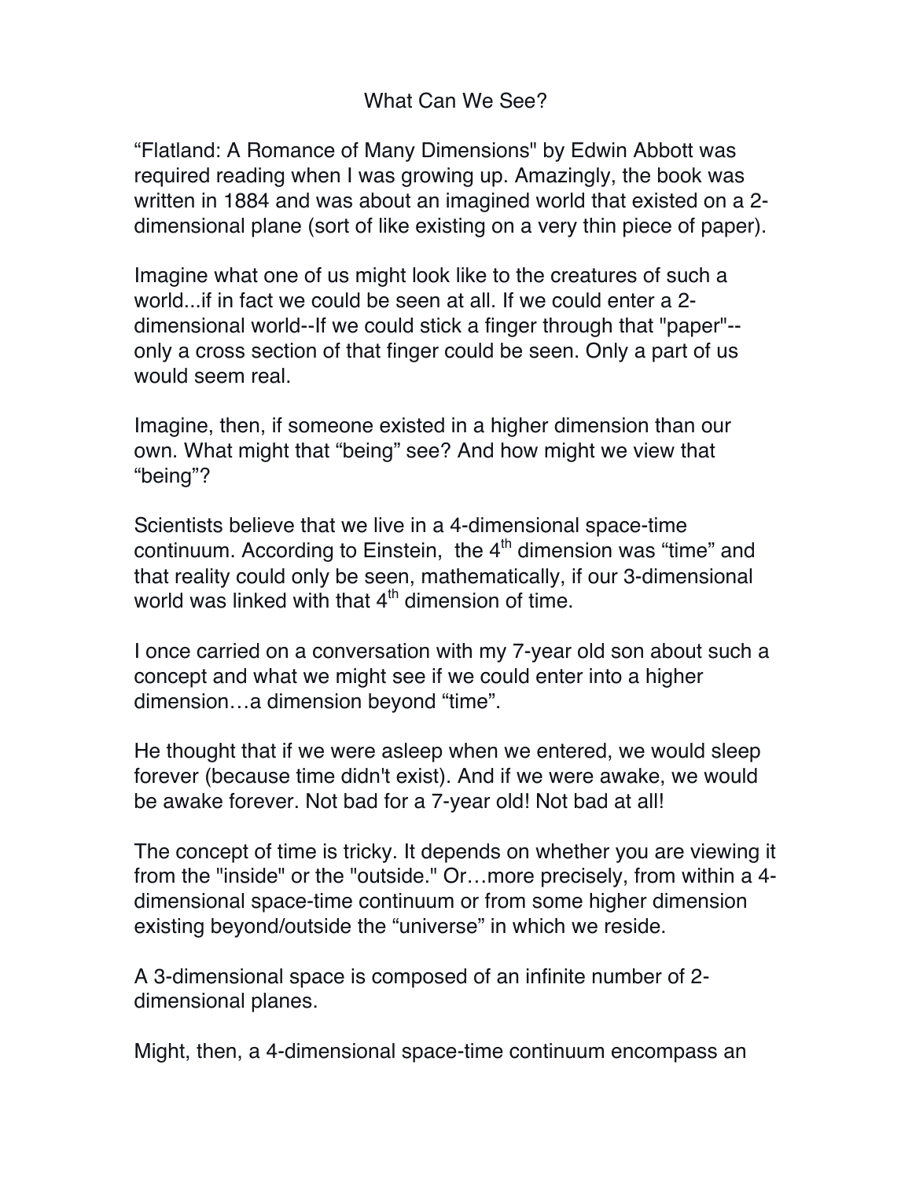# What Can We See?

"Flatland: A Romance of Many Dimensions" by Edwin Abbott was required reading when I was growing up. Amazingly, the book was written in 1884 and was about an imagined world that existed on a 2-dimensional plane (sort of like existing on a very thin piece of paper).

Imagine what one of us might look like to the creatures of such a world...if in fact we could be seen at all. If we could enter a 2-dimensional world--If we could stick a finger through that "paper"--only a cross section of that finger could be seen. Only a part of us would seem real.

Imagine, then, if someone existed in a higher dimension than our own. What might that "being" see? And how might we view that "being"?

Scientists believe that we live in a 4-dimensional space-time continuum. According to Einstein, the 4th dimension was "time" and that reality could only be seen, mathematically, if our 3-dimensional world was linked with that 4th dimension of time.

I once carried on a conversation with my 7-year old son about such a concept and what we might see if we could enter into a higher dimension…a dimension beyond "time".

He thought that if we were asleep when we entered, we would sleep forever (because time didn't exist). And if we were awake, we would be awake forever. Not bad for a 7-year old! Not bad at all!

The concept of time is tricky. It depends on whether you are viewing it from the "inside" or the "outside." Or…more precisely, from within a 4-dimensional space-time continuum or from some higher dimension existing beyond/outside the "universe" in which we reside.

A 3-dimensional space is composed of an infinite number of 2-dimensional planes.

Might, then, a 4-dimensional space-time continuum encompass an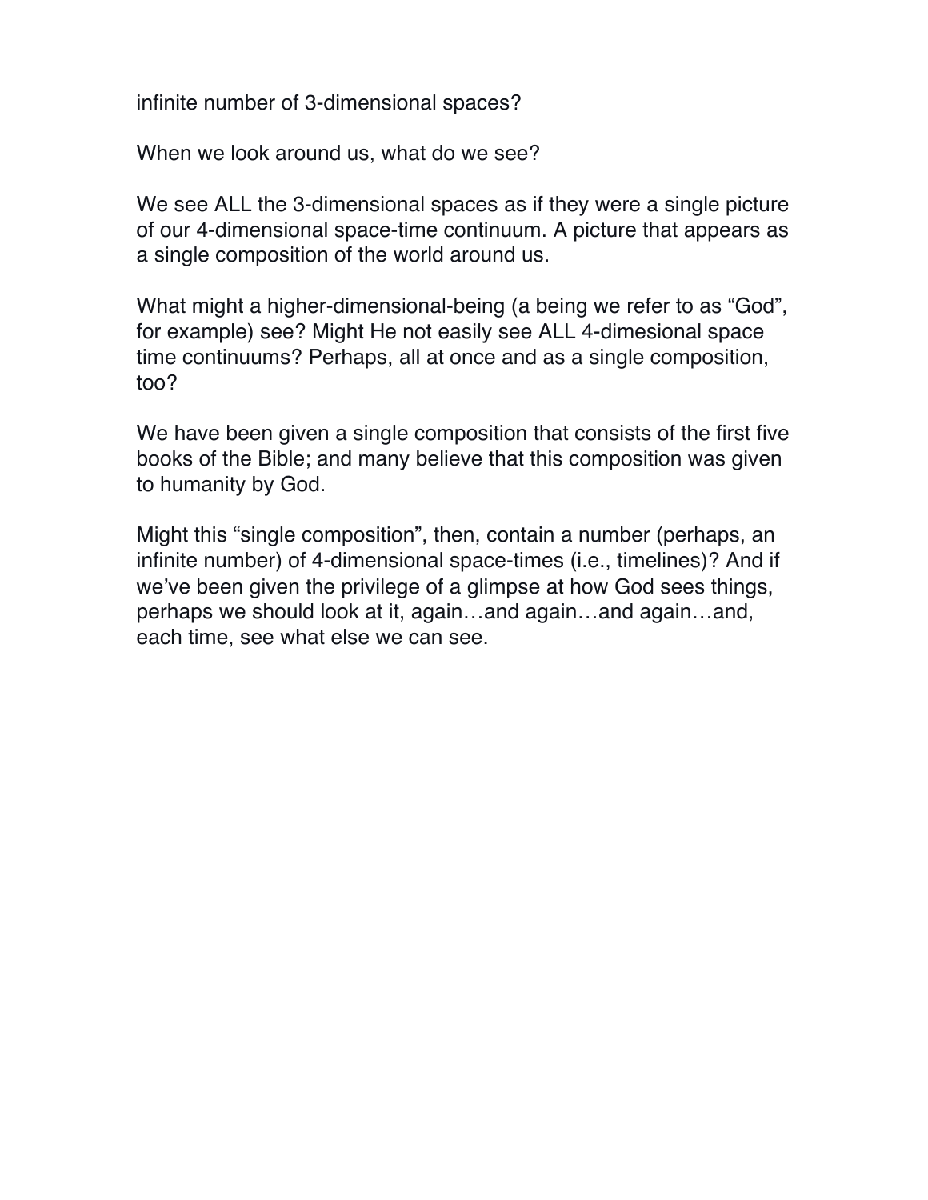infinite number of 3-dimensional spaces?

When we look around us, what do we see?

We see ALL the 3-dimensional spaces as if they were a single picture of our 4-dimensional space-time continuum. A picture that appears as a single composition of the world around us.

What might a higher-dimensional-being (a being we refer to as “God”, for example) see? Might He not easily see ALL 4-dimesional space time continuums? Perhaps, all at once and as a single composition, too?

We have been given a single composition that consists of the first five books of the Bible; and many believe that this composition was given to humanity by God.

Might this “single composition”, then, contain a number (perhaps, an infinite number) of 4-dimensional space-times (i.e., timelines)? And if we’ve been given the privilege of a glimpse at how God sees things, perhaps we should look at it, again…and again…and again…and, each time, see what else we can see.